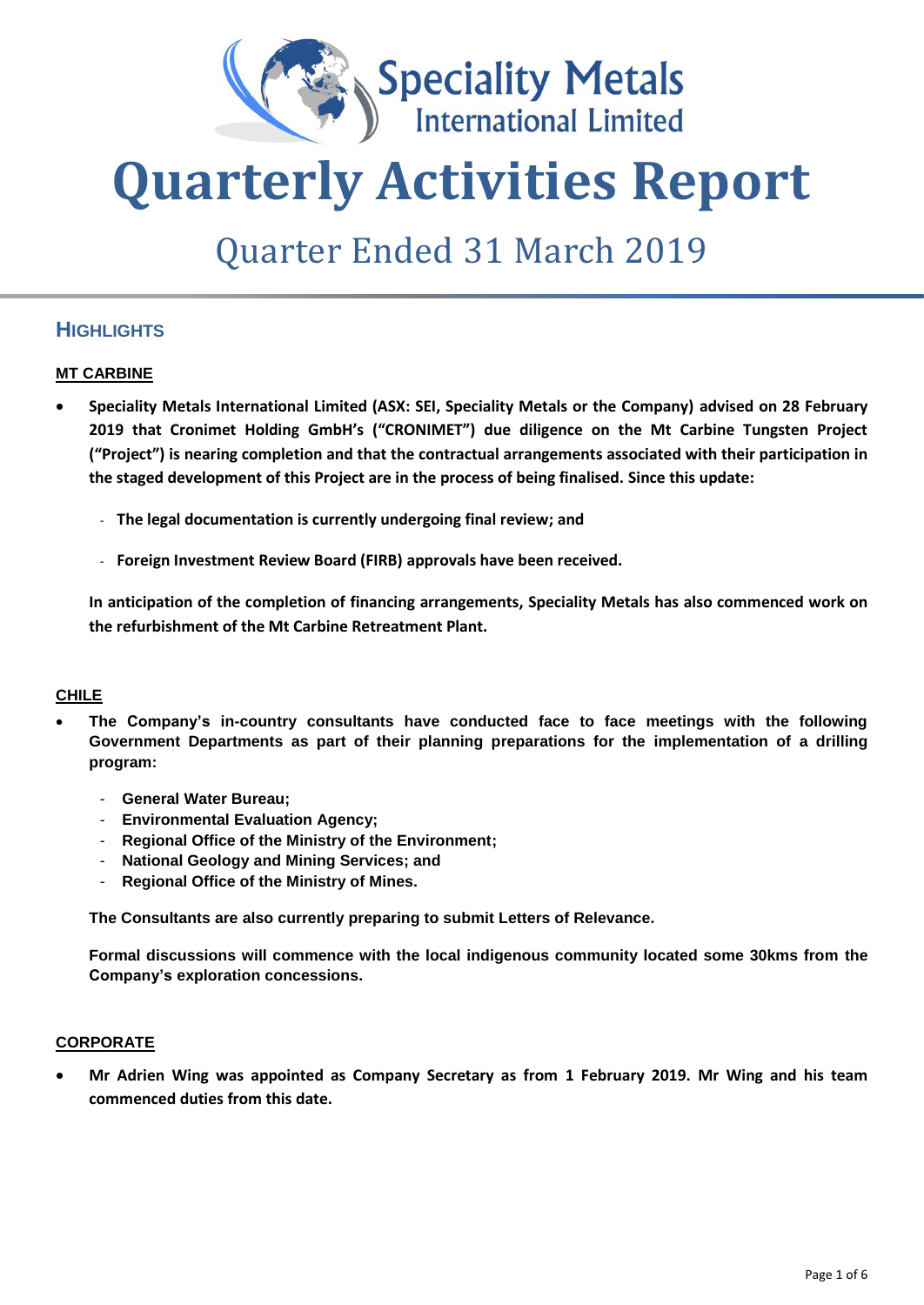Speciality Metals International Limited

# Quarterly Activities Report

## Quarter Ended 31 March 2019

## HIGHLIGHTS

### MT CARBINE

- **Speciality Metals International Limited (ASX: SEI, Speciality Metals or the Company) advised on 28 February 2019 that Cronimet Holding GmbH's ("CRONIMET") due diligence on the Mt Carbine Tungsten Project ("Project") is nearing completion and that the contractual arrangements associated with their participation in the staged development of this Project are in the process of being finalised. Since this update:**

  - **The legal documentation is currently undergoing final review; and**
  - **Foreign Investment Review Board (FIRB) approvals have been received.**

  **In anticipation of the completion of financing arrangements, Speciality Metals has also commenced work on the refurbishment of the Mt Carbine Retreatment Plant.**

### CHILE

- **The Company's in-country consultants have conducted face to face meetings with the following Government Departments as part of their planning preparations for the implementation of a drilling program:**

  - **General Water Bureau;**
  - **Environmental Evaluation Agency;**
  - **Regional Office of the Ministry of the Environment;**
  - **National Geology and Mining Services; and**
  - **Regional Office of the Ministry of Mines.**

  **The Consultants are also currently preparing to submit Letters of Relevance.**

  **Formal discussions will commence with the local indigenous community located some 30kms from the Company's exploration concessions.**

### CORPORATE

- **Mr Adrien Wing was appointed as Company Secretary as from 1 February 2019. Mr Wing and his team commenced duties from this date.**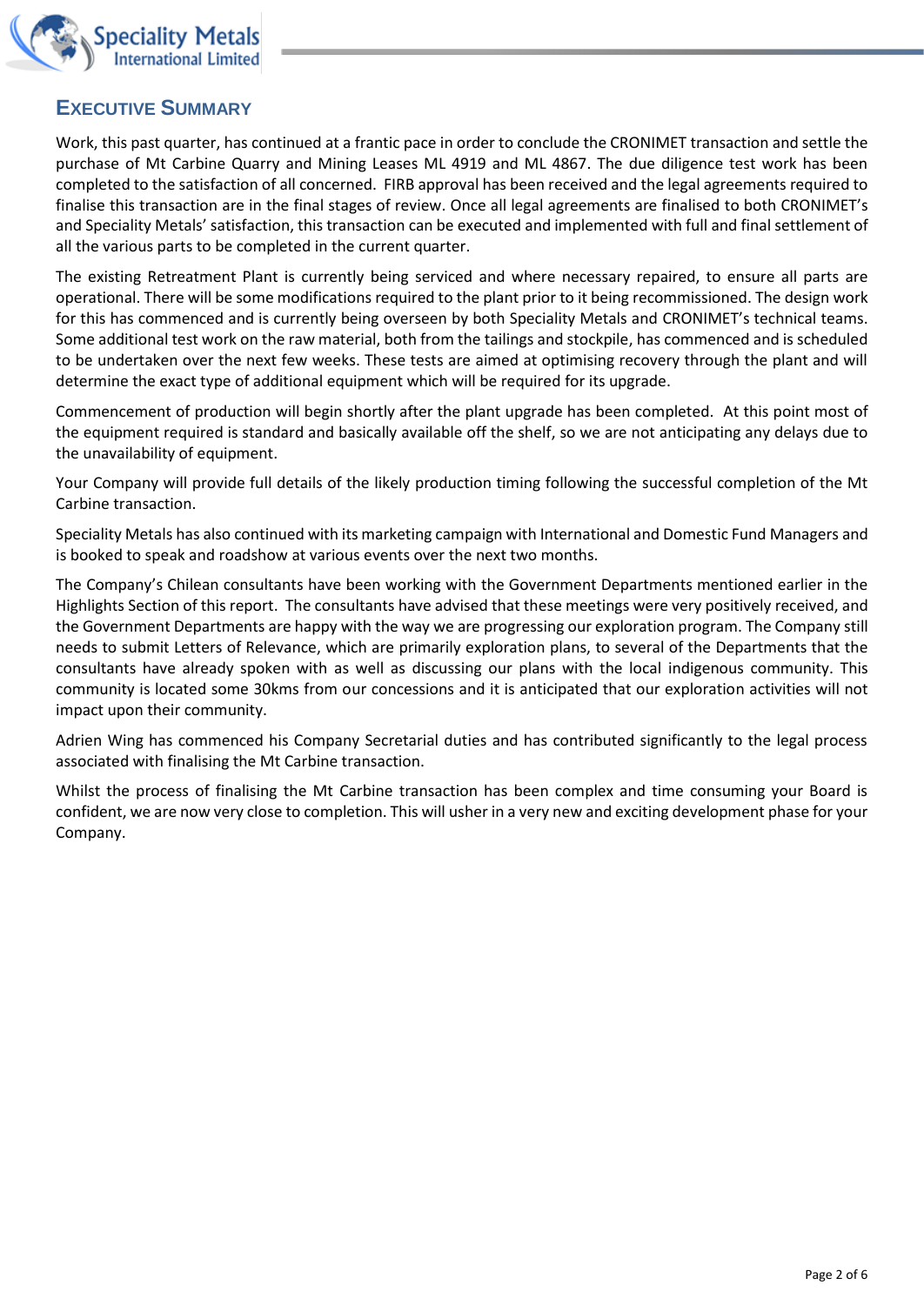## Executive Summary

Work, this past quarter, has continued at a frantic pace in order to conclude the CRONIMET transaction and settle the purchase of Mt Carbine Quarry and Mining Leases ML 4919 and ML 4867. The due diligence test work has been completed to the satisfaction of all concerned. FIRB approval has been received and the legal agreements required to finalise this transaction are in the final stages of review. Once all legal agreements are finalised to both CRONIMET's and Speciality Metals' satisfaction, this transaction can be executed and implemented with full and final settlement of all the various parts to be completed in the current quarter.

The existing Retreatment Plant is currently being serviced and where necessary repaired, to ensure all parts are operational. There will be some modifications required to the plant prior to it being recommissioned. The design work for this has commenced and is currently being overseen by both Speciality Metals and CRONIMET's technical teams. Some additional test work on the raw material, both from the tailings and stockpile, has commenced and is scheduled to be undertaken over the next few weeks. These tests are aimed at optimising recovery through the plant and will determine the exact type of additional equipment which will be required for its upgrade.

Commencement of production will begin shortly after the plant upgrade has been completed. At this point most of the equipment required is standard and basically available off the shelf, so we are not anticipating any delays due to the unavailability of equipment.

Your Company will provide full details of the likely production timing following the successful completion of the Mt Carbine transaction.

Speciality Metals has also continued with its marketing campaign with International and Domestic Fund Managers and is booked to speak and roadshow at various events over the next two months.

The Company's Chilean consultants have been working with the Government Departments mentioned earlier in the Highlights Section of this report. The consultants have advised that these meetings were very positively received, and the Government Departments are happy with the way we are progressing our exploration program. The Company still needs to submit Letters of Relevance, which are primarily exploration plans, to several of the Departments that the consultants have already spoken with as well as discussing our plans with the local indigenous community. This community is located some 30kms from our concessions and it is anticipated that our exploration activities will not impact upon their community.

Adrien Wing has commenced his Company Secretarial duties and has contributed significantly to the legal process associated with finalising the Mt Carbine transaction.

Whilst the process of finalising the Mt Carbine transaction has been complex and time consuming your Board is confident, we are now very close to completion. This will usher in a very new and exciting development phase for your Company.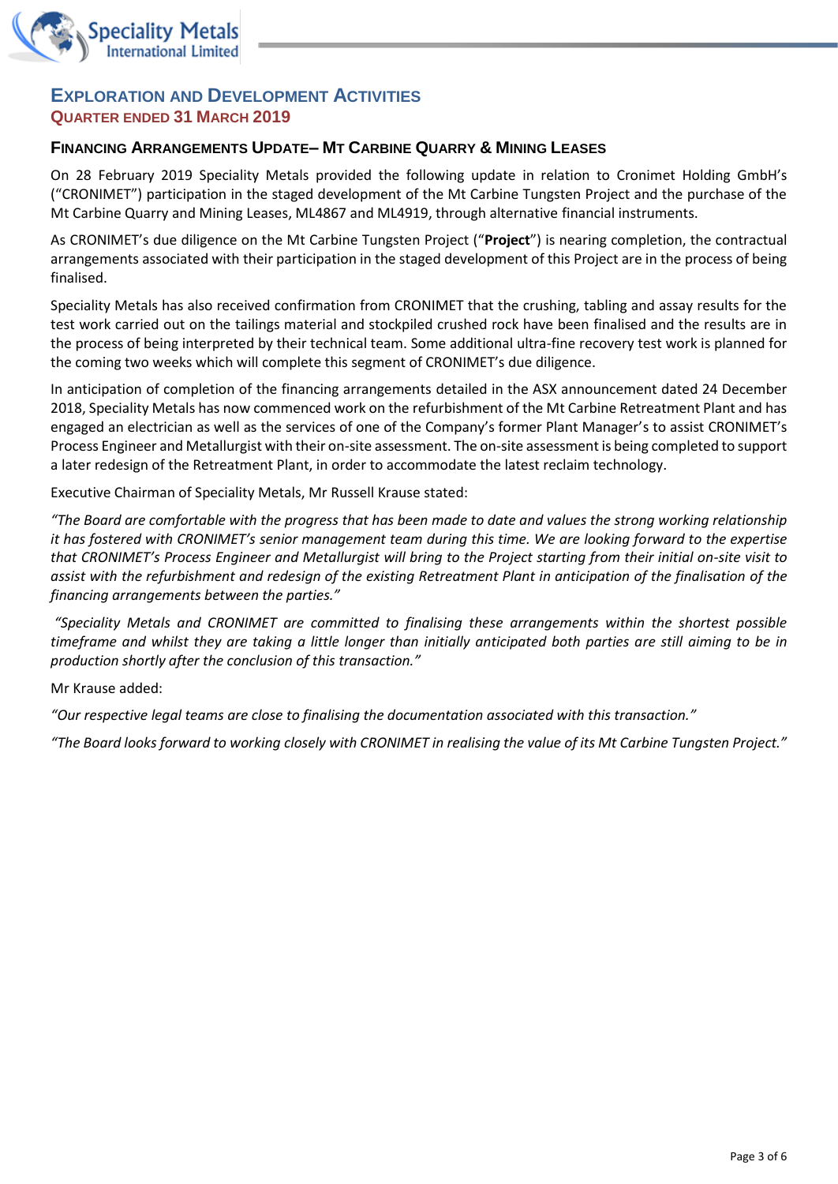## Exploration and Development Activities

### Quarter ended 31 March 2019

### Financing Arrangements Update– Mt Carbine Quarry & Mining Leases

On 28 February 2019 Speciality Metals provided the following update in relation to Cronimet Holding GmbH's ("CRONIMET") participation in the staged development of the Mt Carbine Tungsten Project and the purchase of the Mt Carbine Quarry and Mining Leases, ML4867 and ML4919, through alternative financial instruments.

As CRONIMET's due diligence on the Mt Carbine Tungsten Project ("**Project**") is nearing completion, the contractual arrangements associated with their participation in the staged development of this Project are in the process of being finalised.

Speciality Metals has also received confirmation from CRONIMET that the crushing, tabling and assay results for the test work carried out on the tailings material and stockpiled crushed rock have been finalised and the results are in the process of being interpreted by their technical team. Some additional ultra-fine recovery test work is planned for the coming two weeks which will complete this segment of CRONIMET's due diligence.

In anticipation of completion of the financing arrangements detailed in the ASX announcement dated 24 December 2018, Speciality Metals has now commenced work on the refurbishment of the Mt Carbine Retreatment Plant and has engaged an electrician as well as the services of one of the Company's former Plant Manager's to assist CRONIMET's Process Engineer and Metallurgist with their on-site assessment. The on-site assessment is being completed to support a later redesign of the Retreatment Plant, in order to accommodate the latest reclaim technology.

Executive Chairman of Speciality Metals, Mr Russell Krause stated:

*"The Board are comfortable with the progress that has been made to date and values the strong working relationship it has fostered with CRONIMET's senior management team during this time. We are looking forward to the expertise that CRONIMET's Process Engineer and Metallurgist will bring to the Project starting from their initial on-site visit to assist with the refurbishment and redesign of the existing Retreatment Plant in anticipation of the finalisation of the financing arrangements between the parties."*

*"Speciality Metals and CRONIMET are committed to finalising these arrangements within the shortest possible timeframe and whilst they are taking a little longer than initially anticipated both parties are still aiming to be in production shortly after the conclusion of this transaction."*

Mr Krause added:

*"Our respective legal teams are close to finalising the documentation associated with this transaction."*

*"The Board looks forward to working closely with CRONIMET in realising the value of its Mt Carbine Tungsten Project."*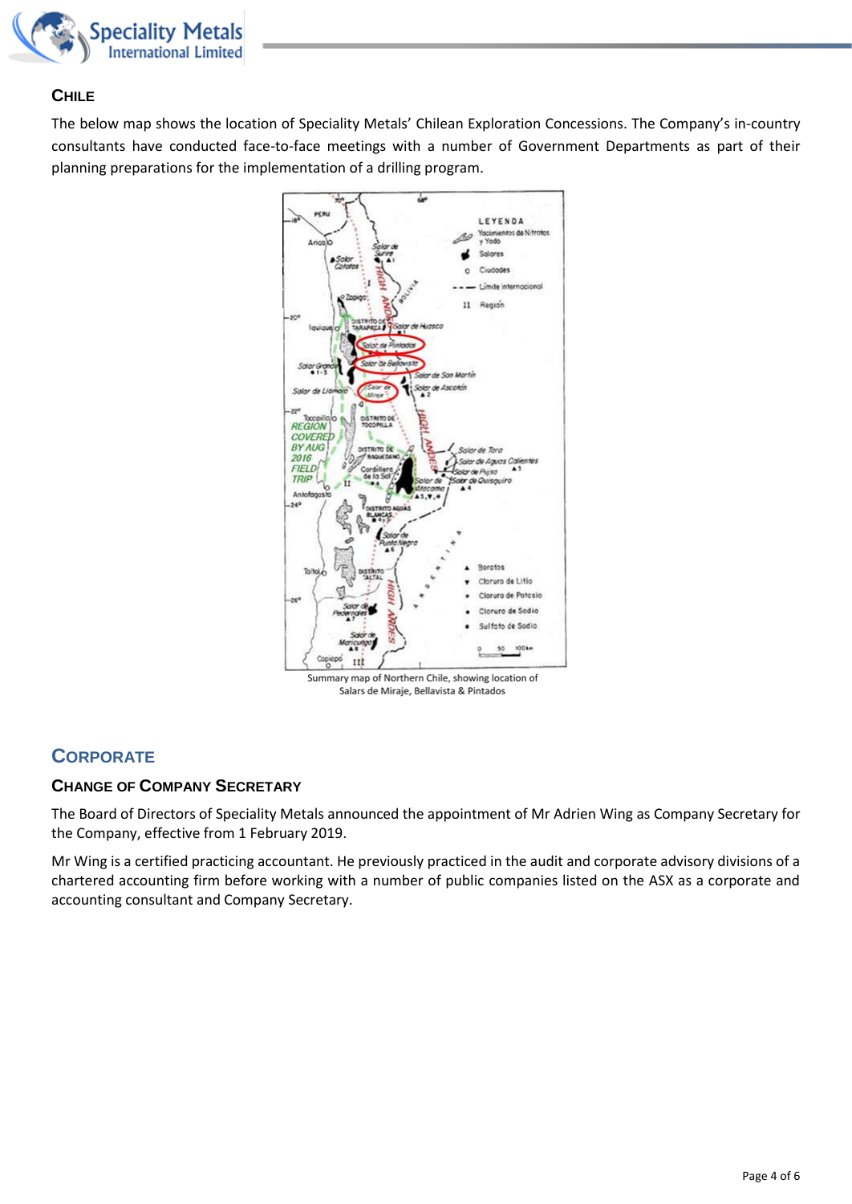## CHILE

The below map shows the location of Speciality Metals' Chilean Exploration Concessions. The Company's in-country consultants have conducted face-to-face meetings with a number of Government Departments as part of their planning preparations for the implementation of a drilling program.

Summary map of Northern Chile, showing location of Salars de Miraje, Bellavista & Pintados

## CORPORATE

### CHANGE OF COMPANY SECRETARY

The Board of Directors of Speciality Metals announced the appointment of Mr Adrien Wing as Company Secretary for the Company, effective from 1 February 2019.

Mr Wing is a certified practicing accountant. He previously practiced in the audit and corporate advisory divisions of a chartered accounting firm before working with a number of public companies listed on the ASX as a corporate and accounting consultant and Company Secretary.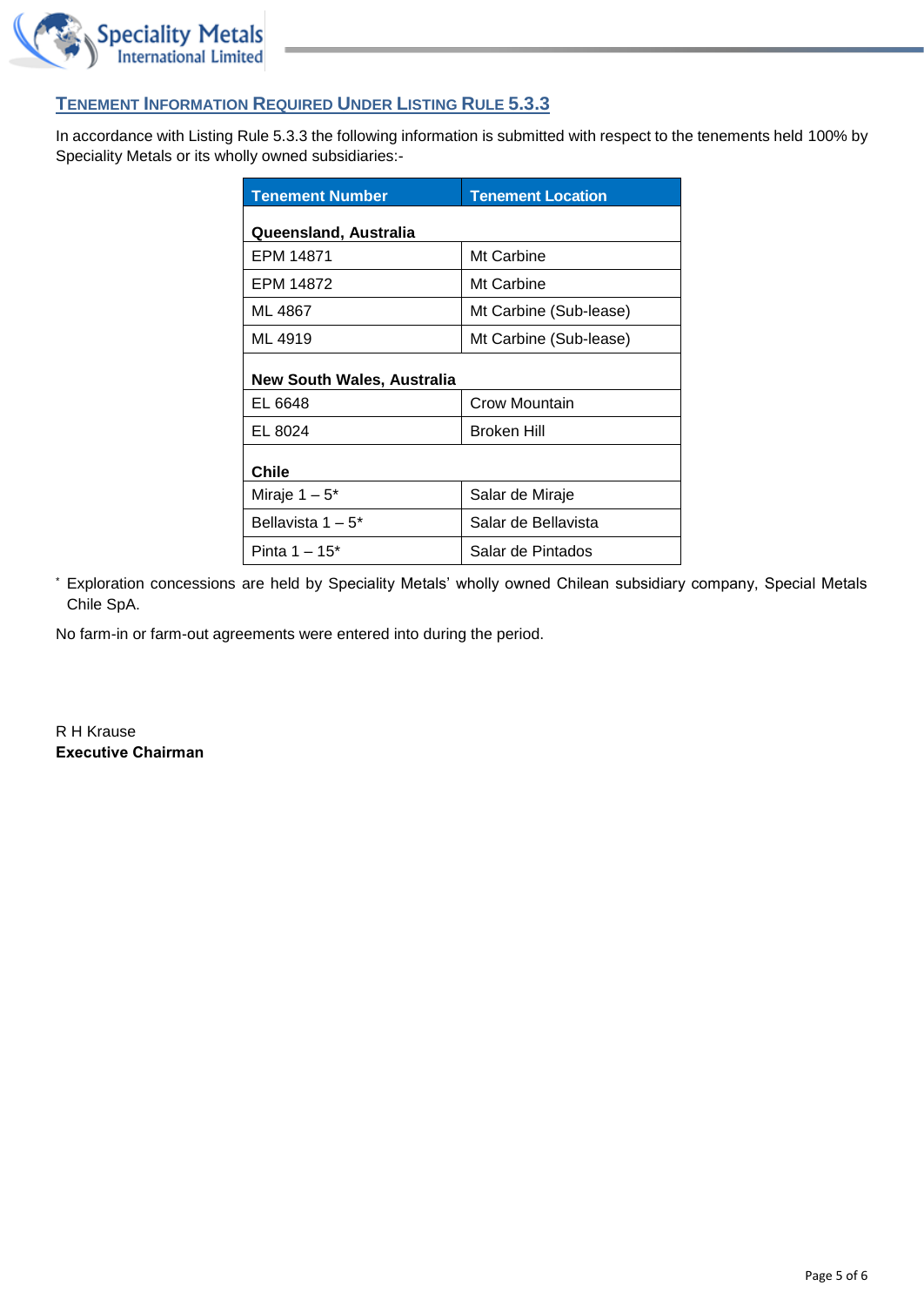## TENEMENT INFORMATION REQUIRED UNDER LISTING RULE 5.3.3

In accordance with Listing Rule 5.3.3 the following information is submitted with respect to the tenements held 100% by Speciality Metals or its wholly owned subsidiaries:-

| Tenement Number | Tenement Location |
|---|---|
| **Queensland, Australia** | |
| EPM 14871 | Mt Carbine |
| EPM 14872 | Mt Carbine |
| ML 4867 | Mt Carbine (Sub-lease) |
| ML 4919 | Mt Carbine (Sub-lease) |
| **New South Wales, Australia** | |
| EL 6648 | Crow Mountain |
| EL 8024 | Broken Hill |
| **Chile** | |
| Miraje 1 – 5* | Salar de Miraje |
| Bellavista 1 – 5* | Salar de Bellavista |
| Pinta 1 – 15* | Salar de Pintados |

* Exploration concessions are held by Speciality Metals' wholly owned Chilean subsidiary company, Special Metals Chile SpA.

No farm-in or farm-out agreements were entered into during the period.

R H Krause
**Executive Chairman**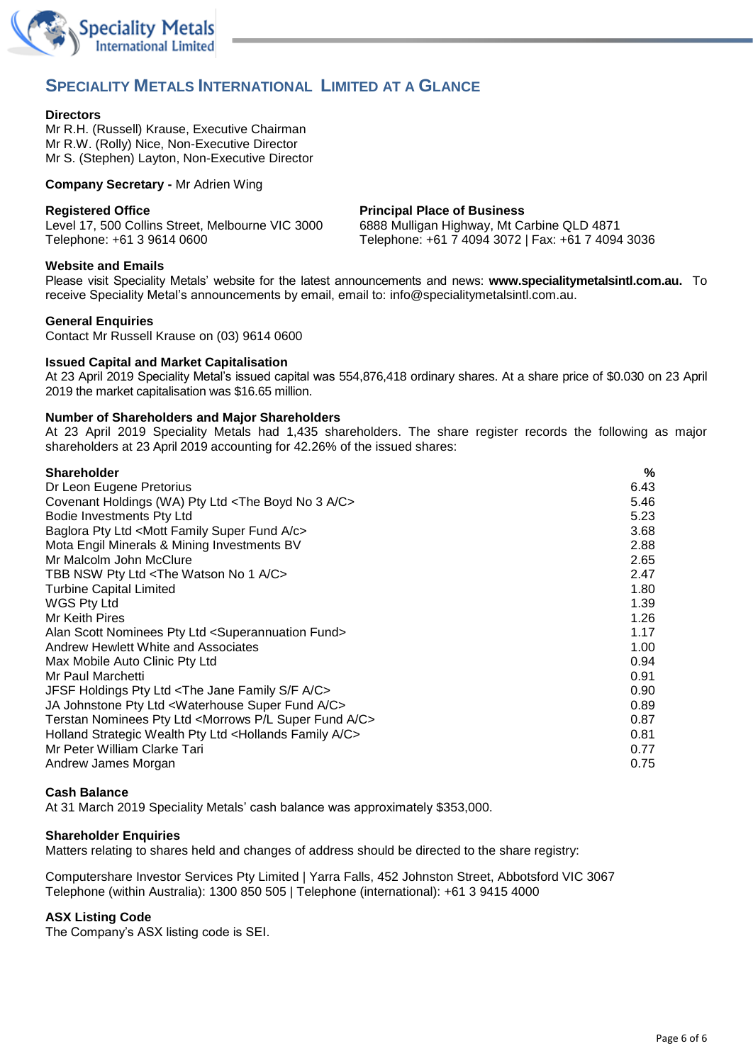## SPECIALITY METALS INTERNATIONAL LIMITED AT A GLANCE

**Directors**
Mr R.H. (Russell) Krause, Executive Chairman
Mr R.W. (Rolly) Nice, Non-Executive Director
Mr S. (Stephen) Layton, Non-Executive Director

**Company Secretary -** Mr Adrien Wing

**Registered Office**
Level 17, 500 Collins Street, Melbourne VIC 3000
Telephone: +61 3 9614 0600

**Principal Place of Business**
6888 Mulligan Highway, Mt Carbine QLD 4871
Telephone: +61 7 4094 3072 | Fax: +61 7 4094 3036

**Website and Emails**
Please visit Speciality Metals' website for the latest announcements and news: **www.specialitymetalsintl.com.au.** To receive Speciality Metal's announcements by email, email to: info@specialitymetalsintl.com.au.

**General Enquiries**
Contact Mr Russell Krause on (03) 9614 0600

**Issued Capital and Market Capitalisation**
At 23 April 2019 Speciality Metal's issued capital was 554,876,418 ordinary shares. At a share price of $0.030 on 23 April 2019 the market capitalisation was $16.65 million.

**Number of Shareholders and Major Shareholders**
At 23 April 2019 Speciality Metals had 1,435 shareholders. The share register records the following as major shareholders at 23 April 2019 accounting for 42.26% of the issued shares:

| Shareholder | % |
|---|---|
| Dr Leon Eugene Pretorius | 6.43 |
| Covenant Holdings (WA) Pty Ltd <The Boyd No 3 A/C> | 5.46 |
| Bodie Investments Pty Ltd | 5.23 |
| Baglora Pty Ltd <Mott Family Super Fund A/c> | 3.68 |
| Mota Engil Minerals & Mining Investments BV | 2.88 |
| Mr Malcolm John McClure | 2.65 |
| TBB NSW Pty Ltd <The Watson No 1 A/C> | 2.47 |
| Turbine Capital Limited | 1.80 |
| WGS Pty Ltd | 1.39 |
| Mr Keith Pires | 1.26 |
| Alan Scott Nominees Pty Ltd <Superannuation Fund> | 1.17 |
| Andrew Hewlett White and Associates | 1.00 |
| Max Mobile Auto Clinic Pty Ltd | 0.94 |
| Mr Paul Marchetti | 0.91 |
| JFSF Holdings Pty Ltd <The Jane Family S/F A/C> | 0.90 |
| JA Johnstone Pty Ltd <Waterhouse Super Fund A/C> | 0.89 |
| Terstan Nominees Pty Ltd <Morrows P/L Super Fund A/C> | 0.87 |
| Holland Strategic Wealth Pty Ltd <Hollands Family A/C> | 0.81 |
| Mr Peter William Clarke Tari | 0.77 |
| Andrew James Morgan | 0.75 |

**Cash Balance**
At 31 March 2019 Speciality Metals' cash balance was approximately $353,000.

**Shareholder Enquiries**
Matters relating to shares held and changes of address should be directed to the share registry:

Computershare Investor Services Pty Limited | Yarra Falls, 452 Johnston Street, Abbotsford VIC 3067
Telephone (within Australia): 1300 850 505 | Telephone (international): +61 3 9415 4000

**ASX Listing Code**
The Company's ASX listing code is SEI.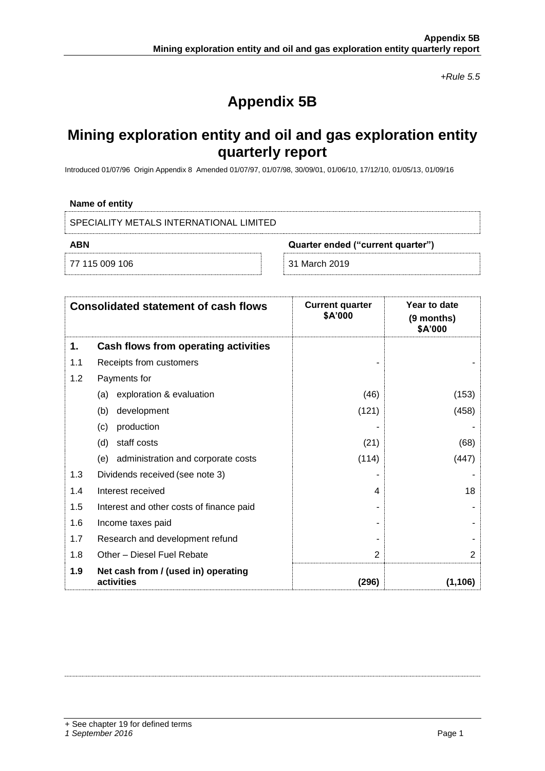*+Rule 5.5*

# Appendix 5B

## Mining exploration entity and oil and gas exploration entity quarterly report

Introduced 01/07/96 Origin Appendix 8 Amended 01/07/97, 01/07/98, 30/09/01, 01/06/10, 17/12/10, 01/05/13, 01/09/16

**Name of entity**

SPECIALITY METALS INTERNATIONAL LIMITED

| **ABN** | **Quarter ended ("current quarter")** |
|---|---|
| 77 115 009 106 | 31 March 2019 |

| | **Consolidated statement of cash flows** | **Current quarter $A'000** | **Year to date (9 months) $A'000** |
|---|---|---|---|
| **1.** | **Cash flows from operating activities** | | |
| 1.1 | Receipts from customers | - | - |
| 1.2 | Payments for | | |
| | (a) exploration & evaluation | (46) | (153) |
| | (b) development | (121) | (458) |
| | (c) production | - | - |
| | (d) staff costs | (21) | (68) |
| | (e) administration and corporate costs | (114) | (447) |
| 1.3 | Dividends received (see note 3) | - | - |
| 1.4 | Interest received | 4 | 18 |
| 1.5 | Interest and other costs of finance paid | - | - |
| 1.6 | Income taxes paid | - | - |
| 1.7 | Research and development refund | - | - |
| 1.8 | Other – Diesel Fuel Rebate | 2 | 2 |
| **1.9** | **Net cash from / (used in) operating activities** | **(296)** | **(1,106)** |

+ See chapter 19 for defined terms
*1 September 2016*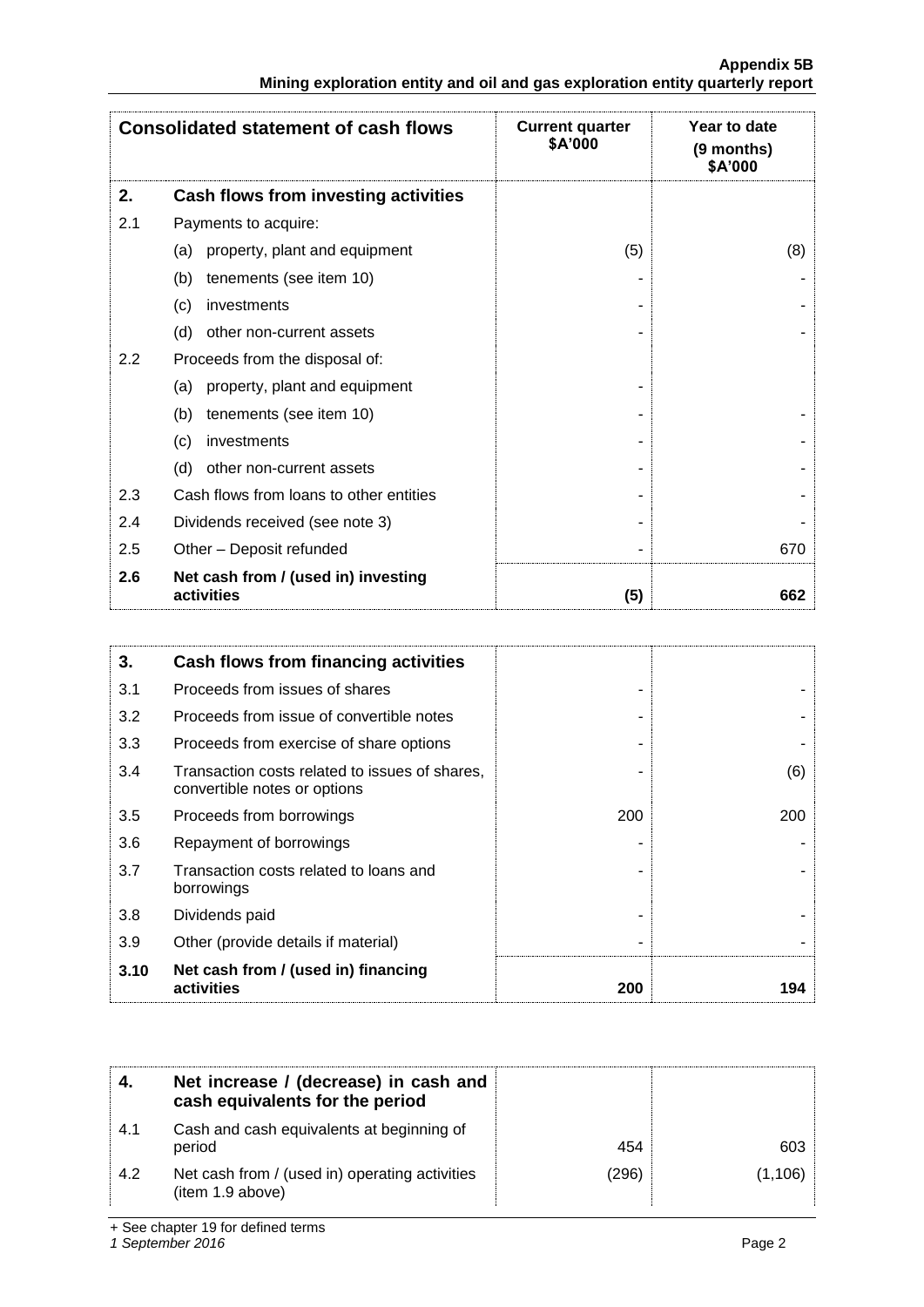| Consolidated statement of cash flows | | Current quarter \$A'000 | Year to date (9 months) \$A'000 |
|---|---|---|---|
| **2.** | **Cash flows from investing activities** | | |
| 2.1 | Payments to acquire: | | |
| | (a) property, plant and equipment | (5) | (8) |
| | (b) tenements (see item 10) | - | - |
| | (c) investments | - | - |
| | (d) other non-current assets | - | - |
| 2.2 | Proceeds from the disposal of: | | |
| | (a) property, plant and equipment | - | |
| | (b) tenements (see item 10) | - | - |
| | (c) investments | - | - |
| | (d) other non-current assets | - | - |
| 2.3 | Cash flows from loans to other entities | - | - |
| 2.4 | Dividends received (see note 3) | - | - |
| 2.5 | Other – Deposit refunded | - | 670 |
| **2.6** | **Net cash from / (used in) investing activities** | **(5)** | **662** |

| | | | |
|---|---|---|---|
| **3.** | **Cash flows from financing activities** | | |
| 3.1 | Proceeds from issues of shares | - | - |
| 3.2 | Proceeds from issue of convertible notes | - | - |
| 3.3 | Proceeds from exercise of share options | - | - |
| 3.4 | Transaction costs related to issues of shares, convertible notes or options | - | (6) |
| 3.5 | Proceeds from borrowings | 200 | 200 |
| 3.6 | Repayment of borrowings | - | - |
| 3.7 | Transaction costs related to loans and borrowings | - | - |
| 3.8 | Dividends paid | - | - |
| 3.9 | Other (provide details if material) | - | - |
| **3.10** | **Net cash from / (used in) financing activities** | **200** | **194** |

| | | | |
|---|---|---|---|
| **4.** | **Net increase / (decrease) in cash and cash equivalents for the period** | | |
| 4.1 | Cash and cash equivalents at beginning of period | 454 | 603 |
| 4.2 | Net cash from / (used in) operating activities (item 1.9 above) | (296) | (1,106) |

+ See chapter 19 for defined terms

*1 September 2016*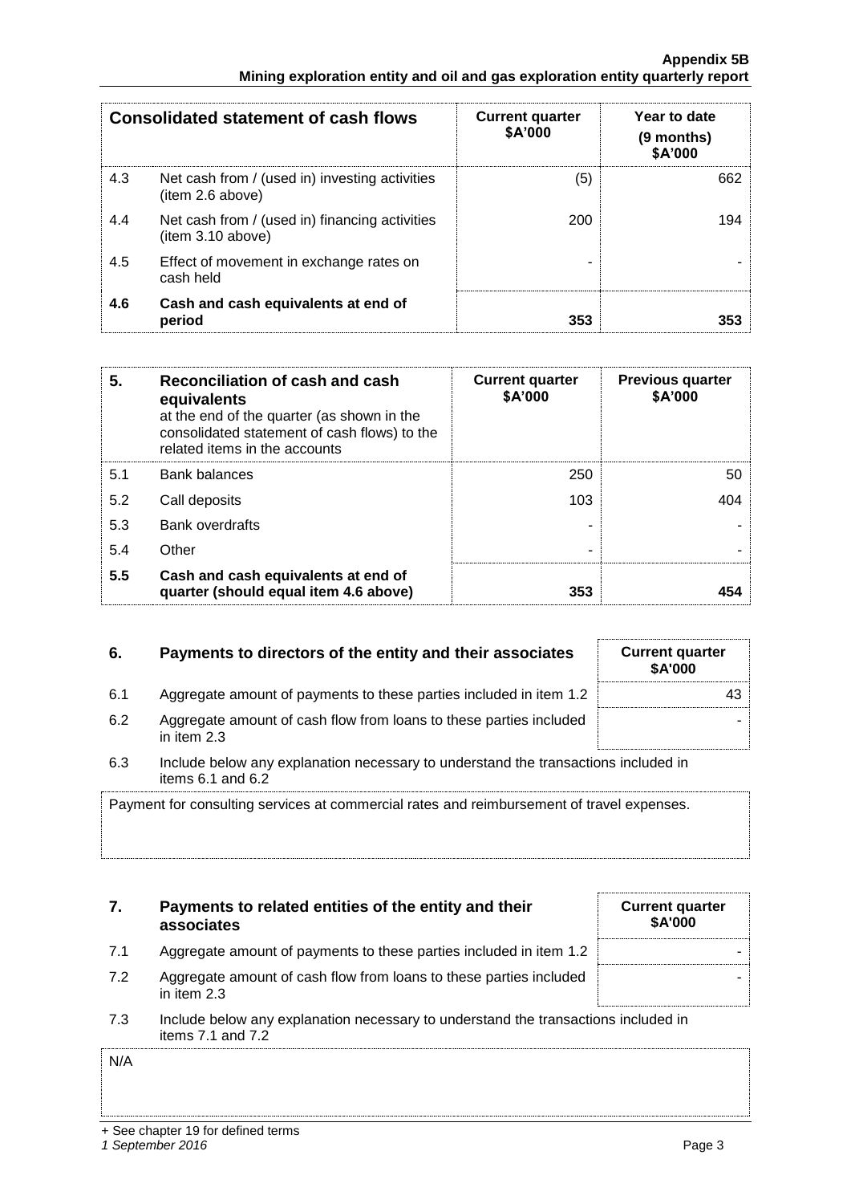| Consolidated statement of cash flows | | Current quarter $A'000 | Year to date (9 months) $A'000 |
|---|---|---|---|
| 4.3 | Net cash from / (used in) investing activities (item 2.6 above) | (5) | 662 |
| 4.4 | Net cash from / (used in) financing activities (item 3.10 above) | 200 | 194 |
| 4.5 | Effect of movement in exchange rates on cash held | - | - |
| **4.6** | **Cash and cash equivalents at end of period** | **353** | **353** |

| **5.** | **Reconciliation of cash and cash equivalents** at the end of the quarter (as shown in the consolidated statement of cash flows) to the related items in the accounts | **Current quarter $A'000** | **Previous quarter $A'000** |
|---|---|---|---|
| 5.1 | Bank balances | 250 | 50 |
| 5.2 | Call deposits | 103 | 404 |
| 5.3 | Bank overdrafts | - | - |
| 5.4 | Other | - | - |
| **5.5** | **Cash and cash equivalents at end of quarter (should equal item 4.6 above)** | **353** | **454** |

| **6.** | **Payments to directors of the entity and their associates** | **Current quarter $A'000** |
|---|---|---|
| 6.1 | Aggregate amount of payments to these parties included in item 1.2 | 43 |
| 6.2 | Aggregate amount of cash flow from loans to these parties included in item 2.3 | - |

6.3 Include below any explanation necessary to understand the transactions included in items 6.1 and 6.2

Payment for consulting services at commercial rates and reimbursement of travel expenses.

| **7.** | **Payments to related entities of the entity and their associates** | **Current quarter $A'000** |
|---|---|---|
| 7.1 | Aggregate amount of payments to these parties included in item 1.2 | - |
| 7.2 | Aggregate amount of cash flow from loans to these parties included in item 2.3 | - |

7.3 Include below any explanation necessary to understand the transactions included in items 7.1 and 7.2

N/A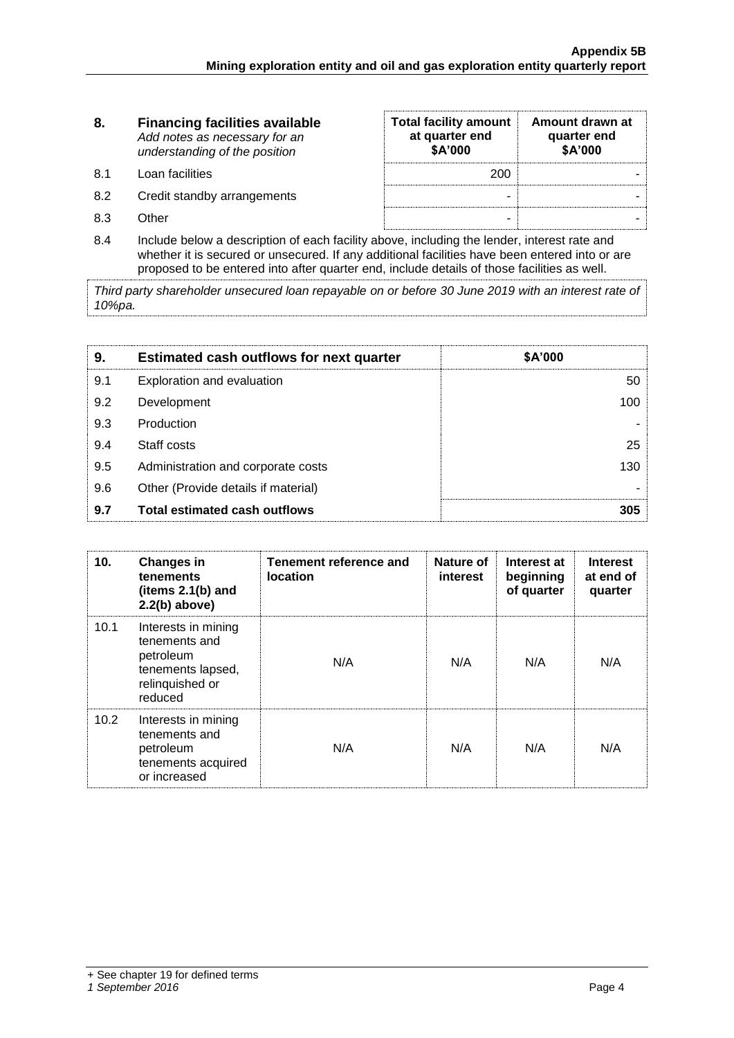| 8. | Financing facilities available<br>*Add notes as necessary for an understanding of the position* | Total facility amount at quarter end<br>$A'000 | Amount drawn at quarter end<br>$A'000 |
|---|---|---|---|
| 8.1 | Loan facilities | 200 | - |
| 8.2 | Credit standby arrangements | - | - |
| 8.3 | Other | - | - |

8.4 Include below a description of each facility above, including the lender, interest rate and whether it is secured or unsecured. If any additional facilities have been entered into or are proposed to be entered into after quarter end, include details of those facilities as well.

*Third party shareholder unsecured loan repayable on or before 30 June 2019 with an interest rate of 10%pa.*

| 9. | Estimated cash outflows for next quarter | $A'000 |
|---|---|---|
| 9.1 | Exploration and evaluation | 50 |
| 9.2 | Development | 100 |
| 9.3 | Production | - |
| 9.4 | Staff costs | 25 |
| 9.5 | Administration and corporate costs | 130 |
| 9.6 | Other (Provide details if material) | - |
| **9.7** | **Total estimated cash outflows** | **305** |

| 10. | Changes in tenements (items 2.1(b) and 2.2(b) above) | Tenement reference and location | Nature of interest | Interest at beginning of quarter | Interest at end of quarter |
|---|---|---|---|---|---|
| 10.1 | Interests in mining tenements and petroleum tenements lapsed, relinquished or reduced | N/A | N/A | N/A | N/A |
| 10.2 | Interests in mining tenements and petroleum tenements acquired or increased | N/A | N/A | N/A | N/A |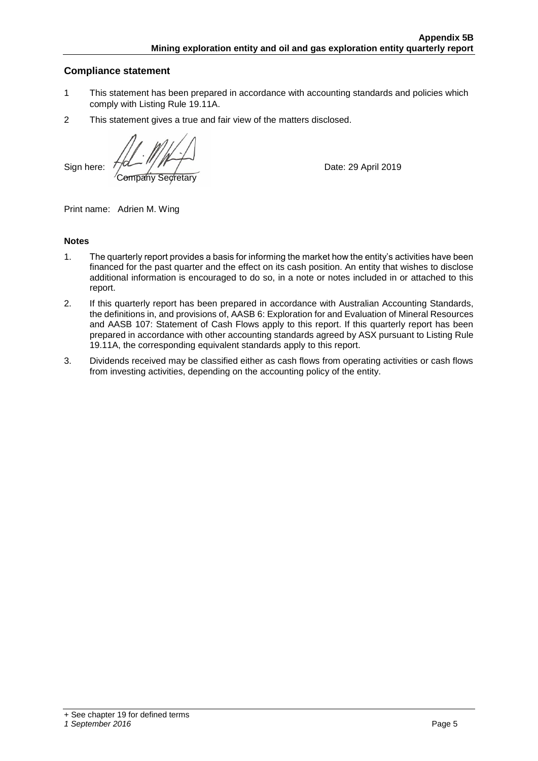## Compliance statement

1. This statement has been prepared in accordance with accounting standards and policies which comply with Listing Rule 19.11A.
2. This statement gives a true and fair view of the matters disclosed.

Sign here: Company Secretary    Date: 29 April 2019

Print name: Adrien M. Wing

### Notes

1. The quarterly report provides a basis for informing the market how the entity's activities have been financed for the past quarter and the effect on its cash position. An entity that wishes to disclose additional information is encouraged to do so, in a note or notes included in or attached to this report.
2. If this quarterly report has been prepared in accordance with Australian Accounting Standards, the definitions in, and provisions of, AASB 6: Exploration for and Evaluation of Mineral Resources and AASB 107: Statement of Cash Flows apply to this report. If this quarterly report has been prepared in accordance with other accounting standards agreed by ASX pursuant to Listing Rule 19.11A, the corresponding equivalent standards apply to this report.
3. Dividends received may be classified either as cash flows from operating activities or cash flows from investing activities, depending on the accounting policy of the entity.